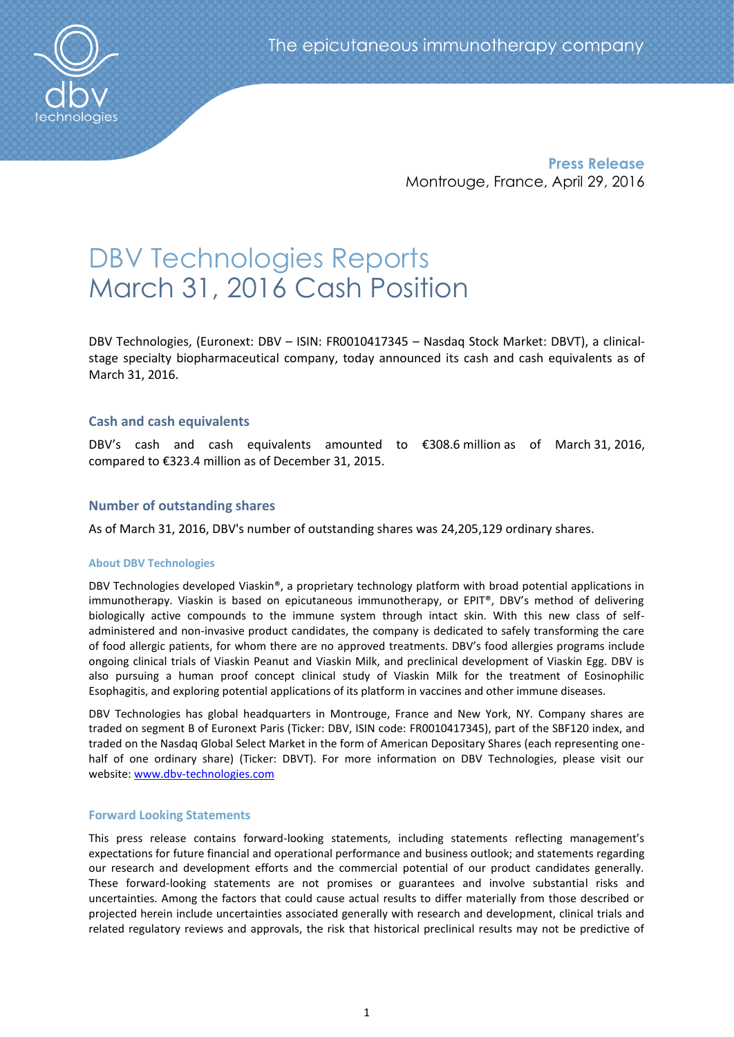The epicutaneous immunotherapy company

**Press Release**
Montrouge, France, April 29, 2016

# DBV Technologies Reports March 31, 2016 Cash Position

DBV Technologies, (Euronext: DBV – ISIN: FR0010417345 – Nasdaq Stock Market: DBVT), a clinical-stage specialty biopharmaceutical company, today announced its cash and cash equivalents as of March 31, 2016.

## Cash and cash equivalents

DBV's cash and cash equivalents amounted to €308.6 million as of March 31, 2016, compared to €323.4 million as of December 31, 2015.

## Number of outstanding shares

As of March 31, 2016, DBV's number of outstanding shares was 24,205,129 ordinary shares.

### About DBV Technologies

DBV Technologies developed Viaskin®, a proprietary technology platform with broad potential applications in immunotherapy. Viaskin is based on epicutaneous immunotherapy, or EPIT®, DBV's method of delivering biologically active compounds to the immune system through intact skin. With this new class of self-administered and non-invasive product candidates, the company is dedicated to safely transforming the care of food allergic patients, for whom there are no approved treatments. DBV's food allergies programs include ongoing clinical trials of Viaskin Peanut and Viaskin Milk, and preclinical development of Viaskin Egg. DBV is also pursuing a human proof concept clinical study of Viaskin Milk for the treatment of Eosinophilic Esophagitis, and exploring potential applications of its platform in vaccines and other immune diseases.

DBV Technologies has global headquarters in Montrouge, France and New York, NY. Company shares are traded on segment B of Euronext Paris (Ticker: DBV, ISIN code: FR0010417345), part of the SBF120 index, and traded on the Nasdaq Global Select Market in the form of American Depositary Shares (each representing one-half of one ordinary share) (Ticker: DBVT). For more information on DBV Technologies, please visit our website: [www.dbv-technologies.com](http://www.dbv-technologies.com)

### Forward Looking Statements

This press release contains forward-looking statements, including statements reflecting management's expectations for future financial and operational performance and business outlook; and statements regarding our research and development efforts and the commercial potential of our product candidates generally. These forward-looking statements are not promises or guarantees and involve substantial risks and uncertainties. Among the factors that could cause actual results to differ materially from those described or projected herein include uncertainties associated generally with research and development, clinical trials and related regulatory reviews and approvals, the risk that historical preclinical results may not be predictive of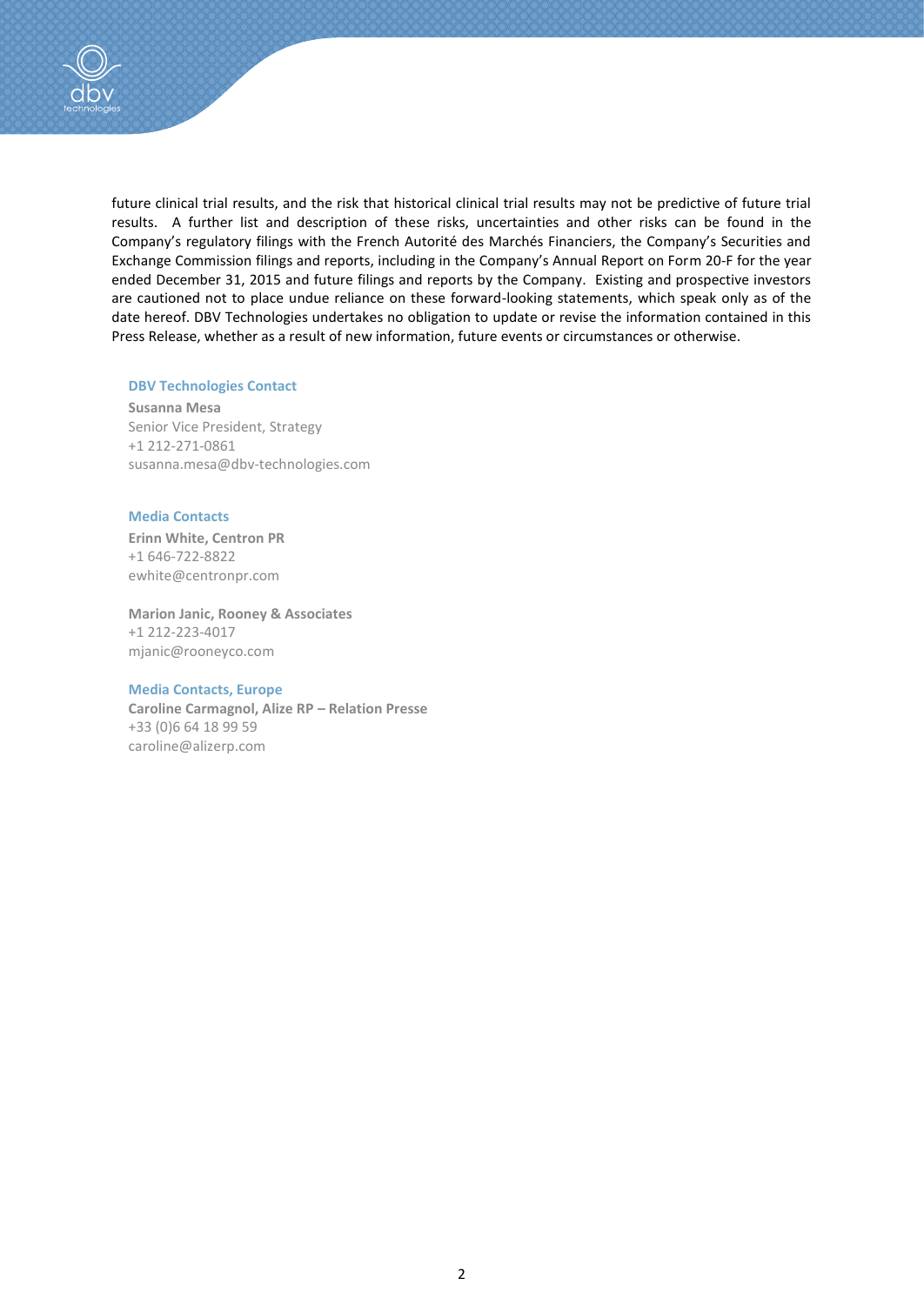future clinical trial results, and the risk that historical clinical trial results may not be predictive of future trial results. A further list and description of these risks, uncertainties and other risks can be found in the Company's regulatory filings with the French Autorité des Marchés Financiers, the Company's Securities and Exchange Commission filings and reports, including in the Company's Annual Report on Form 20-F for the year ended December 31, 2015 and future filings and reports by the Company. Existing and prospective investors are cautioned not to place undue reliance on these forward-looking statements, which speak only as of the date hereof. DBV Technologies undertakes no obligation to update or revise the information contained in this Press Release, whether as a result of new information, future events or circumstances or otherwise.

**DBV Technologies Contact**

**Susanna Mesa**
Senior Vice President, Strategy
+1 212-271-0861
susanna.mesa@dbv-technologies.com

**Media Contacts**

**Erinn White, Centron PR**
+1 646-722-8822
ewhite@centronpr.com

**Marion Janic, Rooney & Associates**
+1 212-223-4017
mjanic@rooneyco.com

**Media Contacts, Europe**

**Caroline Carmagnol, Alize RP – Relation Presse**
+33 (0)6 64 18 99 59
caroline@alizerp.com